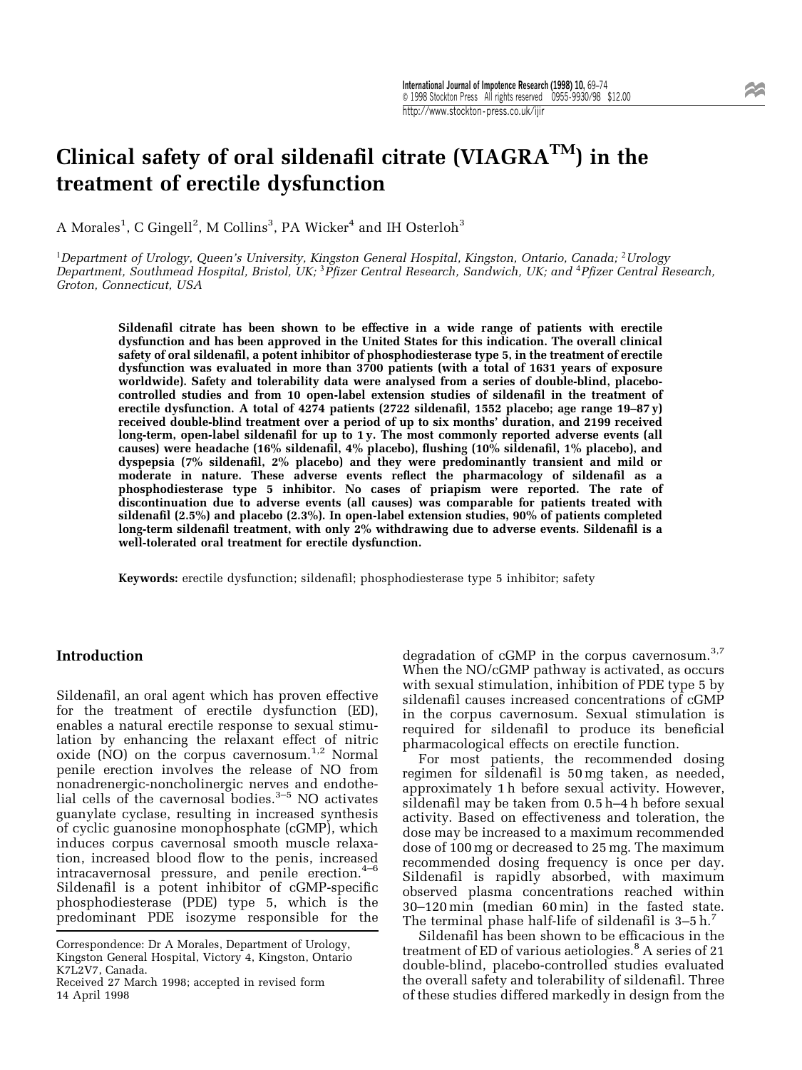# Clinical safety of oral sildenafil citrate (VIAGRA™) in the treatment of erectile dysfunction

A Morales[1], C Gingell[2], M Collins[3], PA Wicker[4] and IH Osterloh[3]

[1]Department of Urology, Queen's University, Kingston General Hospital, Kingston, Ontario, Canada; [2]Urology Department, Southmead Hospital, Bristol, UK; [3]Pfizer Central Research, Sandwich, UK; and [4]Pfizer Central Research, Groton, Connecticut, USA

**Sildenafil citrate has been shown to be effective in a wide range of patients with erectile dysfunction and has been approved in the United States for this indication. The overall clinical safety of oral sildenafil, a potent inhibitor of phosphodiesterase type 5, in the treatment of erectile dysfunction was evaluated in more than 3700 patients (with a total of 1631 years of exposure worldwide). Safety and tolerability data were analysed from a series of double-blind, placebo-controlled studies and from 10 open-label extension studies of sildenafil in the treatment of erectile dysfunction. A total of 4274 patients (2722 sildenafil, 1552 placebo; age range 19–87 y) received double-blind treatment over a period of up to six months' duration, and 2199 received long-term, open-label sildenafil for up to 1 y. The most commonly reported adverse events (all causes) were headache (16% sildenafil, 4% placebo), flushing (10% sildenafil, 1% placebo), and dyspepsia (7% sildenafil, 2% placebo) and they were predominantly transient and mild or moderate in nature. These adverse events reflect the pharmacology of sildenafil as a phosphodiesterase type 5 inhibitor. No cases of priapism were reported. The rate of discontinuation due to adverse events (all causes) was comparable for patients treated with sildenafil (2.5%) and placebo (2.3%). In open-label extension studies, 90% of patients completed long-term sildenafil treatment, with only 2% withdrawing due to adverse events. Sildenafil is a well-tolerated oral treatment for erectile dysfunction.**

**Keywords:** erectile dysfunction; sildenafil; phosphodiesterase type 5 inhibitor; safety

## Introduction

Sildenafil, an oral agent which has proven effective for the treatment of erectile dysfunction (ED), enables a natural erectile response to sexual stimulation by enhancing the relaxant effect of nitric oxide (NO) on the corpus cavernosum.[1,2] Normal penile erection involves the release of NO from nonadrenergic-noncholinergic nerves and endothelial cells of the cavernosal bodies.[3–5] NO activates guanylate cyclase, resulting in increased synthesis of cyclic guanosine monophosphate (cGMP), which induces corpus cavernosal smooth muscle relaxation, increased blood flow to the penis, increased intracavernosal pressure, and penile erection.[4–6] Sildenafil is a potent inhibitor of cGMP-specific phosphodiesterase (PDE) type 5, which is the predominant PDE isozyme responsible for the degradation of cGMP in the corpus cavernosum.[3,7] When the NO/cGMP pathway is activated, as occurs with sexual stimulation, inhibition of PDE type 5 by sildenafil causes increased concentrations of cGMP in the corpus cavernosum. Sexual stimulation is required for sildenafil to produce its beneficial pharmacological effects on erectile function.

For most patients, the recommended dosing regimen for sildenafil is 50 mg taken, as needed, approximately 1 h before sexual activity. However, sildenafil may be taken from 0.5 h–4 h before sexual activity. Based on effectiveness and toleration, the dose may be increased to a maximum recommended dose of 100 mg or decreased to 25 mg. The maximum recommended dosing frequency is once per day. Sildenafil is rapidly absorbed, with maximum observed plasma concentrations reached within 30–120 min (median 60 min) in the fasted state. The terminal phase half-life of sildenafil is 3–5 h.[7]

Sildenafil has been shown to be efficacious in the treatment of ED of various aetiologies.[8] A series of 21 double-blind, placebo-controlled studies evaluated the overall safety and tolerability of sildenafil. Three of these studies differed markedly in design from the

Correspondence: Dr A Morales, Department of Urology, Kingston General Hospital, Victory 4, Kingston, Ontario K7L2V7, Canada.
Received 27 March 1998; accepted in revised form 14 April 1998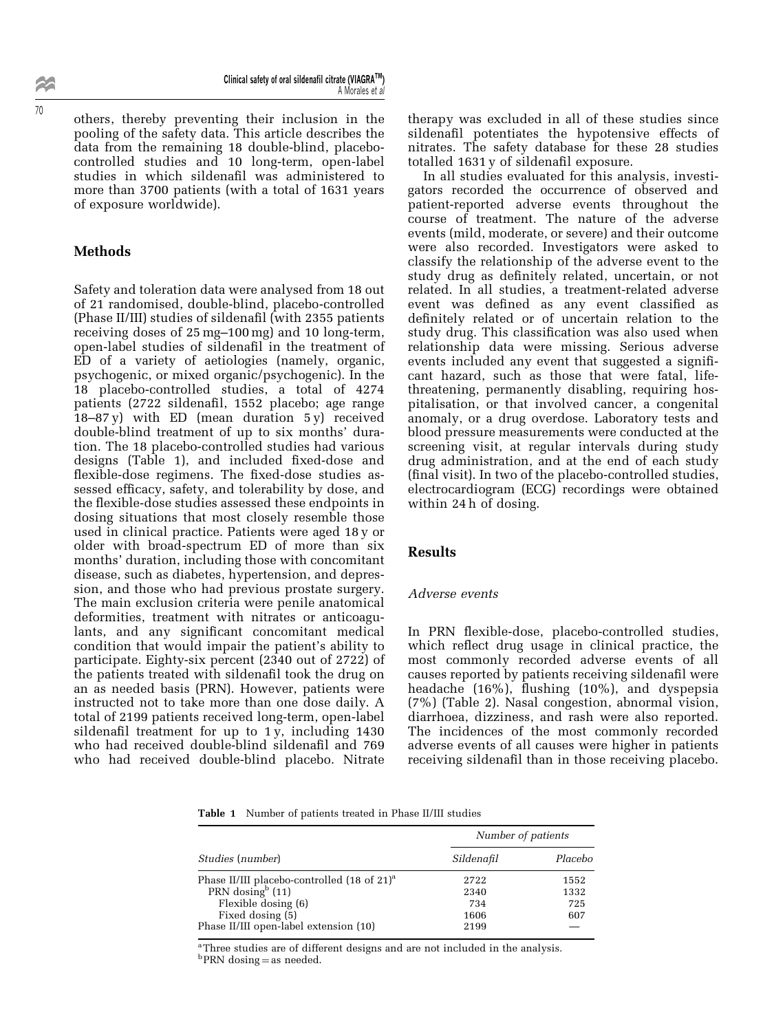others, thereby preventing their inclusion in the pooling of the safety data. This article describes the data from the remaining 18 double-blind, placebo-controlled studies and 10 long-term, open-label studies in which sildenafil was administered to more than 3700 patients (with a total of 1631 years of exposure worldwide).

## Methods

Safety and toleration data were analysed from 18 out of 21 randomised, double-blind, placebo-controlled (Phase II/III) studies of sildenafil (with 2355 patients receiving doses of 25 mg–100 mg) and 10 long-term, open-label studies of sildenafil in the treatment of ED of a variety of aetiologies (namely, organic, psychogenic, or mixed organic/psychogenic). In the 18 placebo-controlled studies, a total of 4274 patients (2722 sildenafil, 1552 placebo; age range 18–87 y) with ED (mean duration 5 y) received double-blind treatment of up to six months' duration. The 18 placebo-controlled studies had various designs (Table 1), and included fixed-dose and flexible-dose regimens. The fixed-dose studies assessed efficacy, safety, and tolerability by dose, and the flexible-dose studies assessed these endpoints in dosing situations that most closely resemble those used in clinical practice. Patients were aged 18 y or older with broad-spectrum ED of more than six months' duration, including those with concomitant disease, such as diabetes, hypertension, and depression, and those who had previous prostate surgery. The main exclusion criteria were penile anatomical deformities, treatment with nitrates or anticoagulants, and any significant concomitant medical condition that would impair the patient's ability to participate. Eighty-six percent (2340 out of 2722) of the patients treated with sildenafil took the drug on an as needed basis (PRN). However, patients were instructed not to take more than one dose daily. A total of 2199 patients received long-term, open-label sildenafil treatment for up to 1 y, including 1430 who had received double-blind sildenafil and 769 who had received double-blind placebo. Nitrate therapy was excluded in all of these studies since sildenafil potentiates the hypotensive effects of nitrates. The safety database for these 28 studies totalled 1631 y of sildenafil exposure.

In all studies evaluated for this analysis, investigators recorded the occurrence of observed and patient-reported adverse events throughout the course of treatment. The nature of the adverse events (mild, moderate, or severe) and their outcome were also recorded. Investigators were asked to classify the relationship of the adverse event to the study drug as definitely related, uncertain, or not related. In all studies, a treatment-related adverse event was defined as any event classified as definitely related or of uncertain relation to the study drug. This classification was also used when relationship data were missing. Serious adverse events included any event that suggested a significant hazard, such as those that were fatal, life-threatening, permanently disabling, requiring hospitalisation, or that involved cancer, a congenital anomaly, or a drug overdose. Laboratory tests and blood pressure measurements were conducted at the screening visit, at regular intervals during study drug administration, and at the end of each study (final visit). In two of the placebo-controlled studies, electrocardiogram (ECG) recordings were obtained within 24 h of dosing.

## Results

### *Adverse events*

In PRN flexible-dose, placebo-controlled studies, which reflect drug usage in clinical practice, the most commonly recorded adverse events of all causes reported by patients receiving sildenafil were headache (16%), flushing (10%), and dyspepsia (7%) (Table 2). Nasal congestion, abnormal vision, diarrhoea, dizziness, and rash were also reported. The incidences of the most commonly recorded adverse events of all causes were higher in patients receiving sildenafil than in those receiving placebo.

**Table 1** Number of patients treated in Phase II/III studies

| *Studies (number)* | *Number of patients* | |
|---|---|---|
| | *Sildenafil* | *Placebo* |
| Phase II/III placebo-controlled (18 of 21)[a] | 2722 | 1552 |
| PRN dosing[b] (11) | 2340 | 1332 |
| Flexible dosing (6) | 734 | 725 |
| Fixed dosing (5) | 1606 | 607 |
| Phase II/III open-label extension (10) | 2199 | — |

[a]Three studies are of different designs and are not included in the analysis.
[b]PRN dosing = as needed.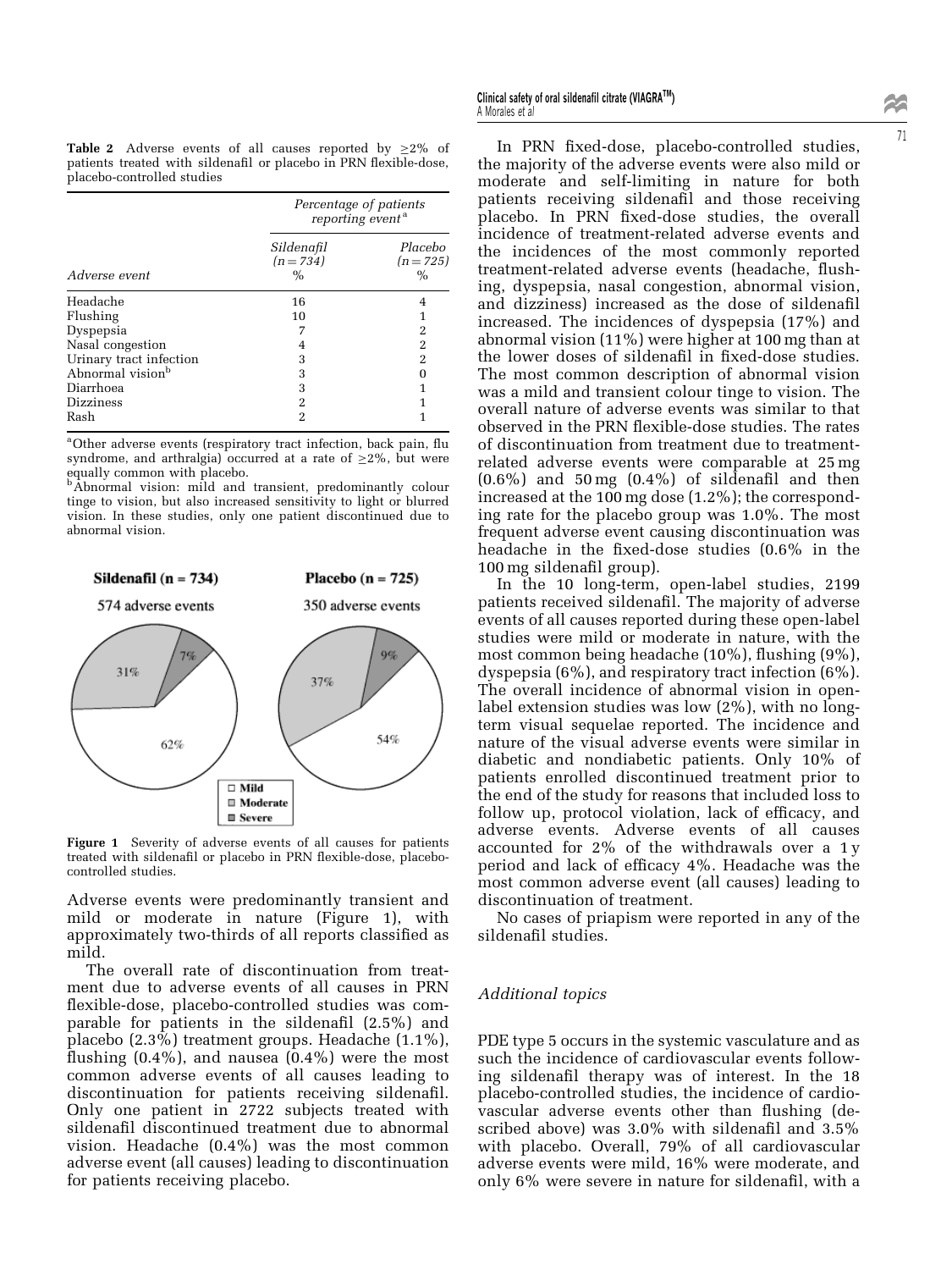**Table 2** Adverse events of all causes reported by ≥2% of patients treated with sildenafil or placebo in PRN flexible-dose, placebo-controlled studies

| Adverse event | Percentage of patients reporting event[a] | |
|---|---|---|
| | Sildenafil ($n$ = 734) % | Placebo ($n$ = 725) % |
| Headache | 16 | 4 |
| Flushing | 10 | 1 |
| Dyspepsia | 7 | 2 |
| Nasal congestion | 4 | 2 |
| Urinary tract infection | 3 | 2 |
| Abnormal vision[b] | 3 | 0 |
| Diarrhoea | 3 | 1 |
| Dizziness | 2 | 1 |
| Rash | 2 | 1 |

[a]Other adverse events (respiratory tract infection, back pain, flu syndrome, and arthralgia) occurred at a rate of ≥2%, but were equally common with placebo.
[b]Abnormal vision: mild and transient, predominantly colour tinge to vision, but also increased sensitivity to light or blurred vision. In these studies, only one patient discontinued due to abnormal vision.

**Figure 1** Severity of adverse events of all causes for patients treated with sildenafil or placebo in PRN flexible-dose, placebo-controlled studies.

Adverse events were predominantly transient and mild or moderate in nature (Figure 1), with approximately two-thirds of all reports classified as mild.

The overall rate of discontinuation from treatment due to adverse events of all causes in PRN flexible-dose, placebo-controlled studies was comparable for patients in the sildenafil (2.5%) and placebo (2.3%) treatment groups. Headache (1.1%), flushing (0.4%), and nausea (0.4%) were the most common adverse events of all causes leading to discontinuation for patients receiving sildenafil. Only one patient in 2722 subjects treated with sildenafil discontinued treatment due to abnormal vision. Headache (0.4%) was the most common adverse event (all causes) leading to discontinuation for patients receiving placebo.

In PRN fixed-dose, placebo-controlled studies, the majority of the adverse events were also mild or moderate and self-limiting in nature for both patients receiving sildenafil and those receiving placebo. In PRN fixed-dose studies, the overall incidence of treatment-related adverse events and the incidences of the most commonly reported treatment-related adverse events (headache, flushing, dyspepsia, nasal congestion, abnormal vision, and dizziness) increased as the dose of sildenafil increased. The incidences of dyspepsia (17%) and abnormal vision (11%) were higher at 100 mg than at the lower doses of sildenafil in fixed-dose studies. The most common description of abnormal vision was a mild and transient colour tinge to vision. The overall nature of adverse events was similar to that observed in the PRN flexible-dose studies. The rates of discontinuation from treatment due to treatment-related adverse events were comparable at 25 mg (0.6%) and 50 mg (0.4%) of sildenafil and then increased at the 100 mg dose (1.2%); the corresponding rate for the placebo group was 1.0%. The most frequent adverse event causing discontinuation was headache in the fixed-dose studies (0.6% in the 100 mg sildenafil group).

In the 10 long-term, open-label studies, 2199 patients received sildenafil. The majority of adverse events of all causes reported during these open-label studies were mild or moderate in nature, with the most common being headache (10%), flushing (9%), dyspepsia (6%), and respiratory tract infection (6%). The overall incidence of abnormal vision in open-label extension studies was low (2%), with no long-term visual sequelae reported. The incidence and nature of the visual adverse events were similar in diabetic and nondiabetic patients. Only 10% of patients enrolled discontinued treatment prior to the end of the study for reasons that included loss to follow up, protocol violation, lack of efficacy, and adverse events. Adverse events of all causes accounted for 2% of the withdrawals over a 1 y period and lack of efficacy 4%. Headache was the most common adverse event (all causes) leading to discontinuation of treatment.

No cases of priapism were reported in any of the sildenafil studies.

## *Additional topics*

PDE type 5 occurs in the systemic vasculature and as such the incidence of cardiovascular events following sildenafil therapy was of interest. In the 18 placebo-controlled studies, the incidence of cardiovascular adverse events other than flushing (described above) was 3.0% with sildenafil and 3.5% with placebo. Overall, 79% of all cardiovascular adverse events were mild, 16% were moderate, and only 6% were severe in nature for sildenafil, with a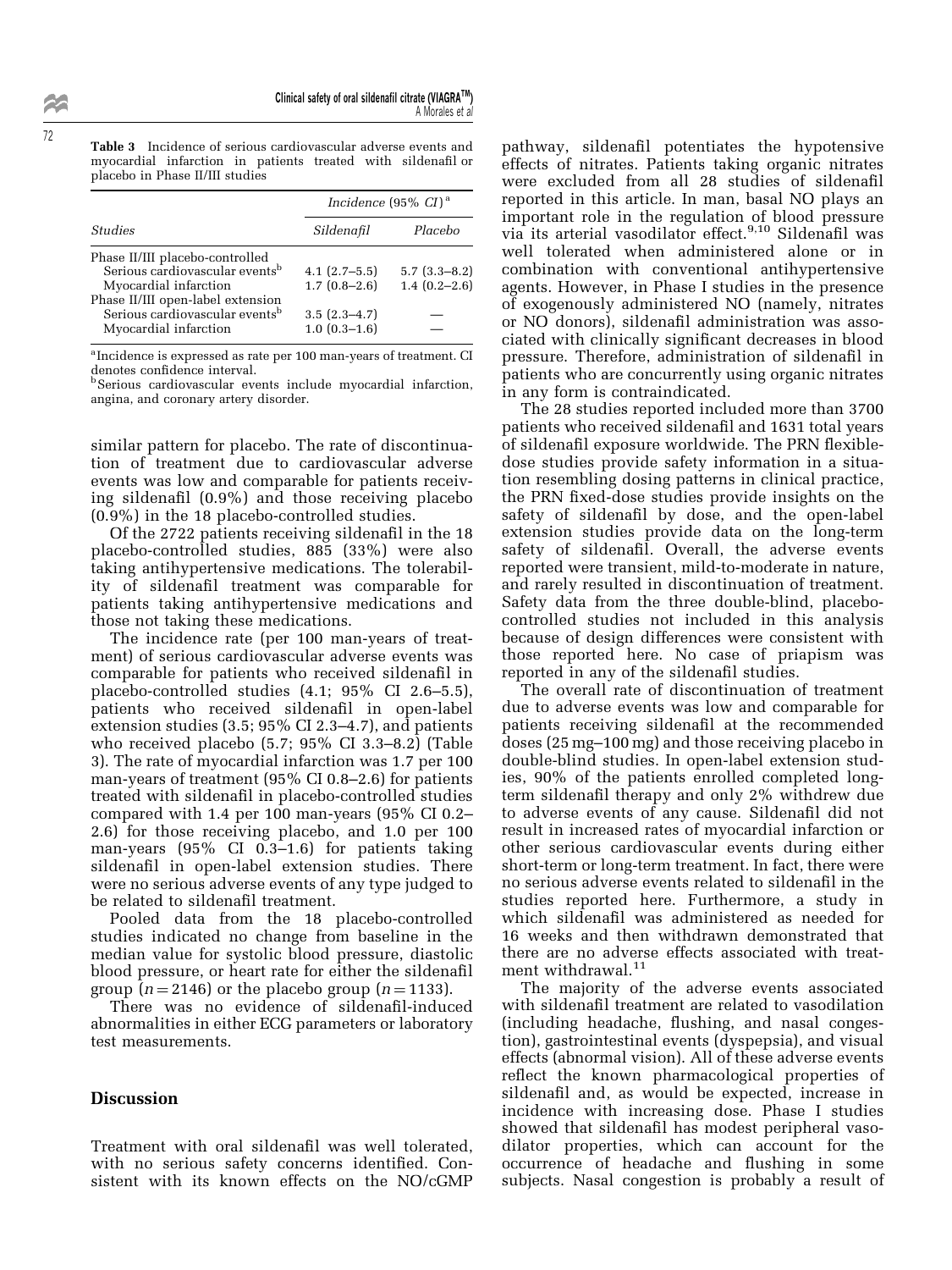**Table 3** Incidence of serious cardiovascular adverse events and myocardial infarction in patients treated with sildenafil or placebo in Phase II/III studies

| *Studies* | *Incidence (95% CI)*[a] | |
|---|---|---|
| | *Sildenafil* | *Placebo* |
| Phase II/III placebo-controlled | | |
| Serious cardiovascular events[b] | 4.1 (2.7–5.5) | 5.7 (3.3–8.2) |
| Myocardial infarction | 1.7 (0.8–2.6) | 1.4 (0.2–2.6) |
| Phase II/III open-label extension | | |
| Serious cardiovascular events[b] | 3.5 (2.3–4.7) | — |
| Myocardial infarction | 1.0 (0.3–1.6) | — |

[a]Incidence is expressed as rate per 100 man-years of treatment. CI denotes confidence interval.
[b]Serious cardiovascular events include myocardial infarction, angina, and coronary artery disorder.

similar pattern for placebo. The rate of discontinuation of treatment due to cardiovascular adverse events was low and comparable for patients receiving sildenafil (0.9%) and those receiving placebo (0.9%) in the 18 placebo-controlled studies.

Of the 2722 patients receiving sildenafil in the 18 placebo-controlled studies, 885 (33%) were also taking antihypertensive medications. The tolerability of sildenafil treatment was comparable for patients taking antihypertensive medications and those not taking these medications.

The incidence rate (per 100 man-years of treatment) of serious cardiovascular adverse events was comparable for patients who received sildenafil in placebo-controlled studies (4.1; 95% CI 2.6–5.5), patients who received sildenafil in open-label extension studies (3.5; 95% CI 2.3–4.7), and patients who received placebo (5.7; 95% CI 3.3–8.2) (Table 3). The rate of myocardial infarction was 1.7 per 100 man-years of treatment (95% CI 0.8–2.6) for patients treated with sildenafil in placebo-controlled studies compared with 1.4 per 100 man-years (95% CI 0.2–2.6) for those receiving placebo, and 1.0 per 100 man-years (95% CI 0.3–1.6) for patients taking sildenafil in open-label extension studies. There were no serious adverse events of any type judged to be related to sildenafil treatment.

Pooled data from the 18 placebo-controlled studies indicated no change from baseline in the median value for systolic blood pressure, diastolic blood pressure, or heart rate for either the sildenafil group ($n = 2146$) or the placebo group ($n = 1133$).

There was no evidence of sildenafil-induced abnormalities in either ECG parameters or laboratory test measurements.

## Discussion

Treatment with oral sildenafil was well tolerated, with no serious safety concerns identified. Consistent with its known effects on the NO/cGMP pathway, sildenafil potentiates the hypotensive effects of nitrates. Patients taking organic nitrates were excluded from all 28 studies of sildenafil reported in this article. In man, basal NO plays an important role in the regulation of blood pressure via its arterial vasodilator effect.[9,10] Sildenafil was well tolerated when administered alone or in combination with conventional antihypertensive agents. However, in Phase I studies in the presence of exogenously administered NO (namely, nitrates or NO donors), sildenafil administration was associated with clinically significant decreases in blood pressure. Therefore, administration of sildenafil in patients who are concurrently using organic nitrates in any form is contraindicated.

The 28 studies reported included more than 3700 patients who received sildenafil and 1631 total years of sildenafil exposure worldwide. The PRN flexible-dose studies provide safety information in a situation resembling dosing patterns in clinical practice, the PRN fixed-dose studies provide insights on the safety of sildenafil by dose, and the open-label extension studies provide data on the long-term safety of sildenafil. Overall, the adverse events reported were transient, mild-to-moderate in nature, and rarely resulted in discontinuation of treatment. Safety data from the three double-blind, placebo-controlled studies not included in this analysis because of design differences were consistent with those reported here. No case of priapism was reported in any of the sildenafil studies.

The overall rate of discontinuation of treatment due to adverse events was low and comparable for patients receiving sildenafil at the recommended doses (25 mg–100 mg) and those receiving placebo in double-blind studies. In open-label extension studies, 90% of the patients enrolled completed long-term sildenafil therapy and only 2% withdrew due to adverse events of any cause. Sildenafil did not result in increased rates of myocardial infarction or other serious cardiovascular events during either short-term or long-term treatment. In fact, there were no serious adverse events related to sildenafil in the studies reported here. Furthermore, a study in which sildenafil was administered as needed for 16 weeks and then withdrawn demonstrated that there are no adverse effects associated with treatment withdrawal.[11]

The majority of the adverse events associated with sildenafil treatment are related to vasodilation (including headache, flushing, and nasal congestion), gastrointestinal events (dyspepsia), and visual effects (abnormal vision). All of these adverse events reflect the known pharmacological properties of sildenafil and, as would be expected, increase in incidence with increasing dose. Phase I studies showed that sildenafil has modest peripheral vasodilator properties, which can account for the occurrence of headache and flushing in some subjects. Nasal congestion is probably a result of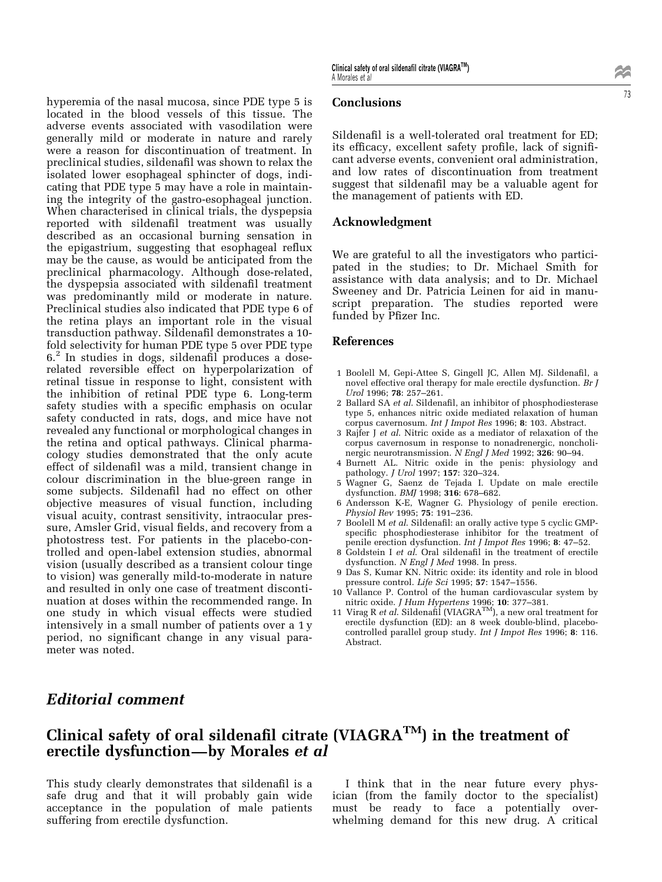hyperemia of the nasal mucosa, since PDE type 5 is located in the blood vessels of this tissue. The adverse events associated with vasodilation were generally mild or moderate in nature and rarely were a reason for discontinuation of treatment. In preclinical studies, sildenafil was shown to relax the isolated lower esophageal sphincter of dogs, indicating that PDE type 5 may have a role in maintaining the integrity of the gastro-esophageal junction. When characterised in clinical trials, the dyspepsia reported with sildenafil treatment was usually described as an occasional burning sensation in the epigastrium, suggesting that esophageal reflux may be the cause, as would be anticipated from the preclinical pharmacology. Although dose-related, the dyspepsia associated with sildenafil treatment was predominantly mild or moderate in nature. Preclinical studies also indicated that PDE type 6 of the retina plays an important role in the visual transduction pathway. Sildenafil demonstrates a 10-fold selectivity for human PDE type 5 over PDE type 6.[2] In studies in dogs, sildenafil produces a dose-related reversible effect on hyperpolarization of retinal tissue in response to light, consistent with the inhibition of retinal PDE type 6. Long-term safety studies with a specific emphasis on ocular safety conducted in rats, dogs, and mice have not revealed any functional or morphological changes in the retina and optical pathways. Clinical pharmacology studies demonstrated that the only acute effect of sildenafil was a mild, transient change in colour discrimination in the blue-green range in some subjects. Sildenafil had no effect on other objective measures of visual function, including visual acuity, contrast sensitivity, intraocular pressure, Amsler Grid, visual fields, and recovery from a photostress test. For patients in the placebo-controlled and open-label extension studies, abnormal vision (usually described as a transient colour tinge to vision) was generally mild-to-moderate in nature and resulted in only one case of treatment discontinuation at doses within the recommended range. In one study in which visual effects were studied intensively in a small number of patients over a 1 y period, no significant change in any visual parameter was noted.

## Conclusions

Sildenafil is a well-tolerated oral treatment for ED; its efficacy, excellent safety profile, lack of significant adverse events, convenient oral administration, and low rates of discontinuation from treatment suggest that sildenafil may be a valuable agent for the management of patients with ED.

## Acknowledgment

We are grateful to all the investigators who participated in the studies; to Dr. Michael Smith for assistance with data analysis; and to Dr. Michael Sweeney and Dr. Patricia Leinen for aid in manuscript preparation. The studies reported were funded by Pfizer Inc.

## References

1. Boolell M, Gepi-Attee S, Gingell JC, Allen MJ. Sildenafil, a novel effective oral therapy for male erectile dysfunction. *Br J Urol* 1996; **78**: 257–261.
2. Ballard SA *et al*. Sildenafil, an inhibitor of phosphodiesterase type 5, enhances nitric oxide mediated relaxation of human corpus cavernosum. *Int J Impot Res* 1996; **8**: 103. Abstract.
3. Rajfer J *et al*. Nitric oxide as a mediator of relaxation of the corpus cavernosum in response to nonadrenergic, noncholinergic neurotransmission. *N Engl J Med* 1992; **326**: 90–94.
4. Burnett AL. Nitric oxide in the penis: physiology and pathology. *J Urol* 1997; **157**: 320–324.
5. Wagner G, Saenz de Tejada I. Update on male erectile dysfunction. *BMJ* 1998; **316**: 678–682.
6. Andersson K-E, Wagner G. Physiology of penile erection. *Physiol Rev* 1995; **75**: 191–236.
7. Boolell M *et al*. Sildenafil: an orally active type 5 cyclic GMP-specific phosphodiesterase inhibitor for the treatment of penile erection dysfunction. *Int J Impot Res* 1996; **8**: 47–52.
8. Goldstein I *et al*. Oral sildenafil in the treatment of erectile dysfunction. *N Engl J Med* 1998. In press.
9. Das S, Kumar KN. Nitric oxide: its identity and role in blood pressure control. *Life Sci* 1995; **57**: 1547–1556.
10. Vallance P. Control of the human cardiovascular system by nitric oxide. *J Hum Hypertens* 1996; **10**: 377–381.
11. Virag R *et al*. Sildenafil (VIAGRA™), a new oral treatment for erectile dysfunction (ED): an 8 week double-blind, placebo-controlled parallel group study. *Int J Impot Res* 1996; **8**: 116. Abstract.

# *Editorial comment*

## Clinical safety of oral sildenafil citrate (VIAGRA™) in the treatment of erectile dysfunction—by Morales *et al*

This study clearly demonstrates that sildenafil is a safe drug and that it will probably gain wide acceptance in the population of male patients suffering from erectile dysfunction.

I think that in the near future every physician (from the family doctor to the specialist) must be ready to face a potentially overwhelming demand for this new drug. A critical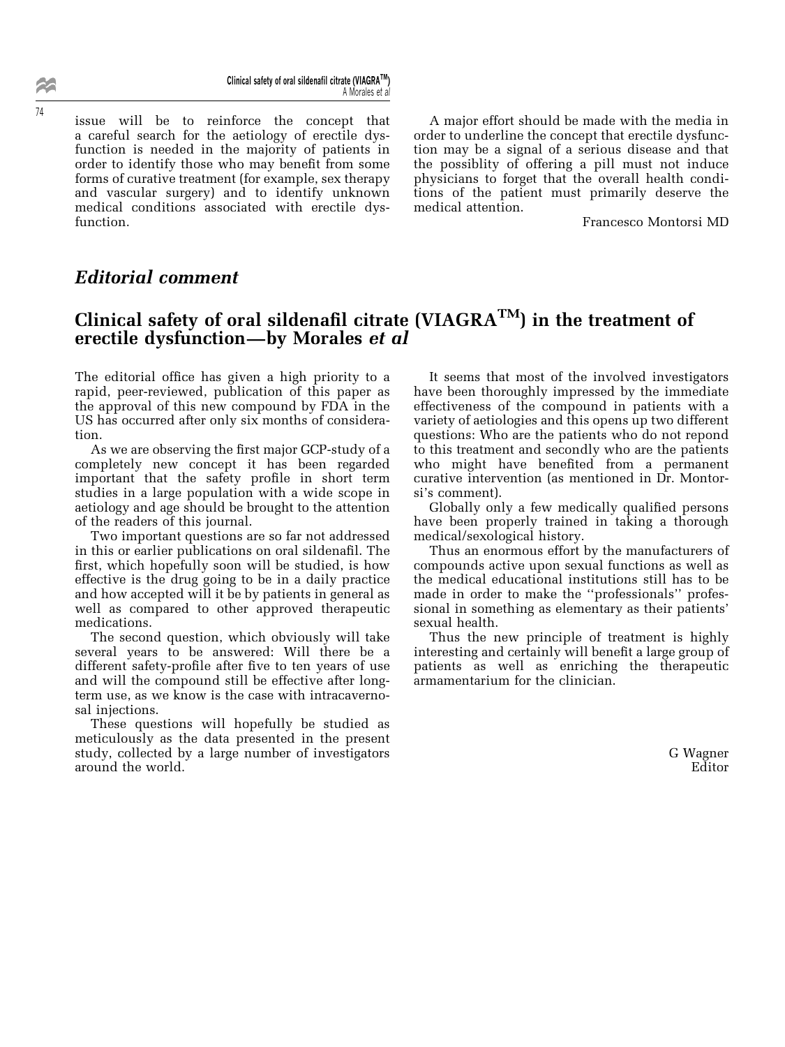issue will be to reinforce the concept that a careful search for the aetiology of erectile dysfunction is needed in the majority of patients in order to identify those who may benefit from some forms of curative treatment (for example, sex therapy and vascular surgery) and to identify unknown medical conditions associated with erectile dysfunction.

A major effort should be made with the media in order to underline the concept that erectile dysfunction may be a signal of a serious disease and that the possiblity of offering a pill must not induce physicians to forget that the overall health conditions of the patient must primarily deserve the medical attention.

Francesco Montorsi MD

## *Editorial comment*

# Clinical safety of oral sildenafil citrate (VIAGRA™) in the treatment of erectile dysfunction—by Morales *et al*

The editorial office has given a high priority to a rapid, peer-reviewed, publication of this paper as the approval of this new compound by FDA in the US has occurred after only six months of consideration.

As we are observing the first major GCP-study of a completely new concept it has been regarded important that the safety profile in short term studies in a large population with a wide scope in aetiology and age should be brought to the attention of the readers of this journal.

Two important questions are so far not addressed in this or earlier publications on oral sildenafil. The first, which hopefully soon will be studied, is how effective is the drug going to be in a daily practice and how accepted will it be by patients in general as well as compared to other approved therapeutic medications.

The second question, which obviously will take several years to be answered: Will there be a different safety-profile after five to ten years of use and will the compound still be effective after long-term use, as we know is the case with intracavernosal injections.

These questions will hopefully be studied as meticulously as the data presented in the present study, collected by a large number of investigators around the world.

It seems that most of the involved investigators have been thoroughly impressed by the immediate effectiveness of the compound in patients with a variety of aetiologies and this opens up two different questions: Who are the patients who do not repond to this treatment and secondly who are the patients who might have benefited from a permanent curative intervention (as mentioned in Dr. Montorsi's comment).

Globally only a few medically qualified persons have been properly trained in taking a thorough medical/sexological history.

Thus an enormous effort by the manufacturers of compounds active upon sexual functions as well as the medical educational institutions still has to be made in order to make the ''professionals'' professional in something as elementary as their patients' sexual health.

Thus the new principle of treatment is highly interesting and certainly will benefit a large group of patients as well as enriching the therapeutic armamentarium for the clinician.

G Wagner
Editor